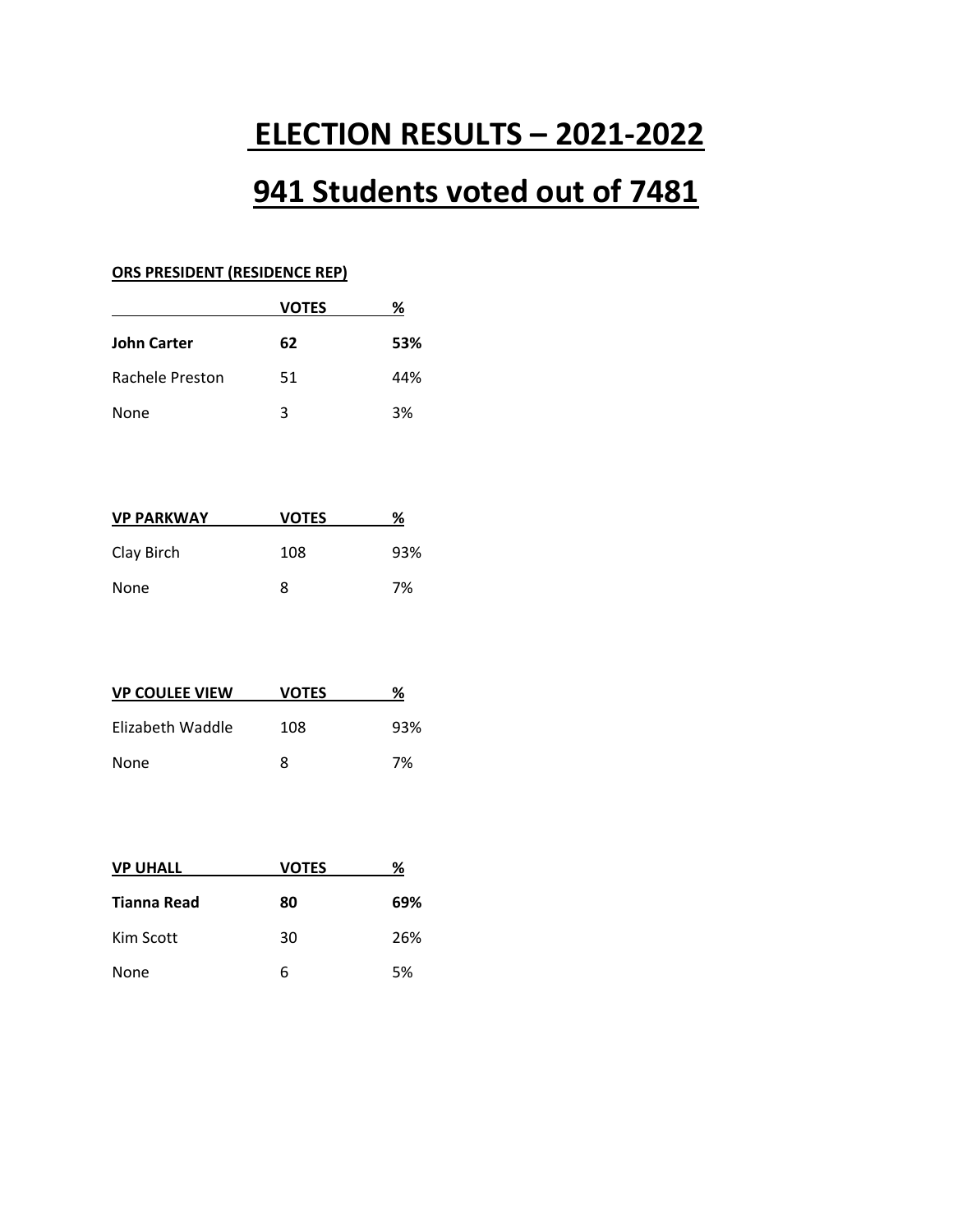# ELECTION RESULTS – 2021-2022

# 941 Students voted out of 7481

**ORS PRESIDENT (RESIDENCE REP)**

| | VOTES | % |
|---|---|---|
| **John Carter** | **62** | **53%** |
| Rachele Preston | 51 | 44% |
| None | 3 | 3% |

| VP PARKWAY | VOTES | % |
|---|---|---|
| Clay Birch | 108 | 93% |
| None | 8 | 7% |

| VP COULEE VIEW | VOTES | % |
|---|---|---|
| Elizabeth Waddle | 108 | 93% |
| None | 8 | 7% |

| VP UHALL | VOTES | % |
|---|---|---|
| **Tianna Read** | **80** | **69%** |
| Kim Scott | 30 | 26% |
| None | 6 | 5% |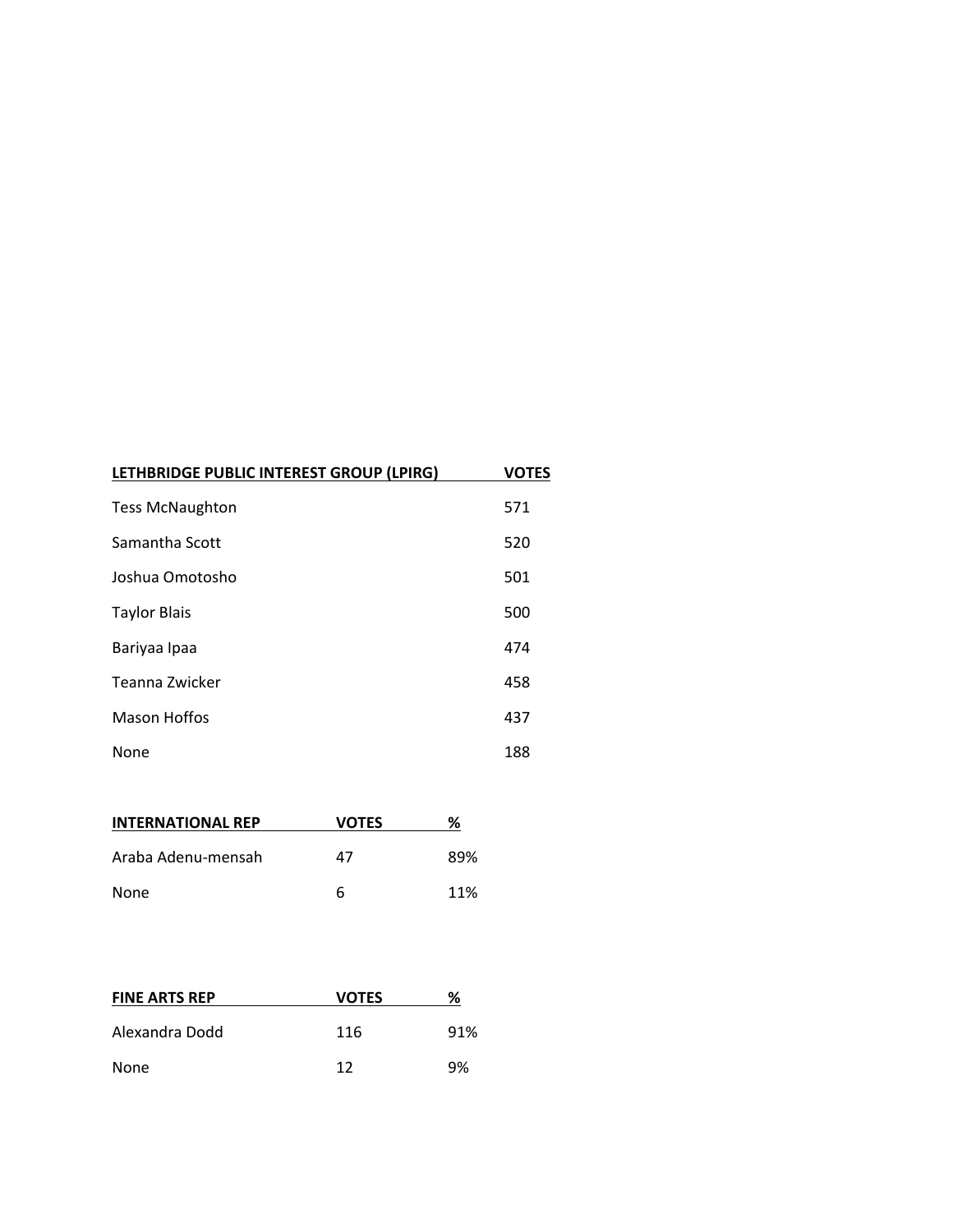| LETHBRIDGE PUBLIC INTEREST GROUP (LPIRG) | VOTES |
| --- | --- |
| Tess McNaughton | 571 |
| Samantha Scott | 520 |
| Joshua Omotosho | 501 |
| Taylor Blais | 500 |
| Bariyaa Ipaa | 474 |
| Teanna Zwicker | 458 |
| Mason Hoffos | 437 |
| None | 188 |

| INTERNATIONAL REP | VOTES | % |
| --- | --- | --- |
| Araba Adenu-mensah | 47 | 89% |
| None | 6 | 11% |

| FINE ARTS REP | VOTES | % |
| --- | --- | --- |
| Alexandra Dodd | 116 | 91% |
| None | 12 | 9% |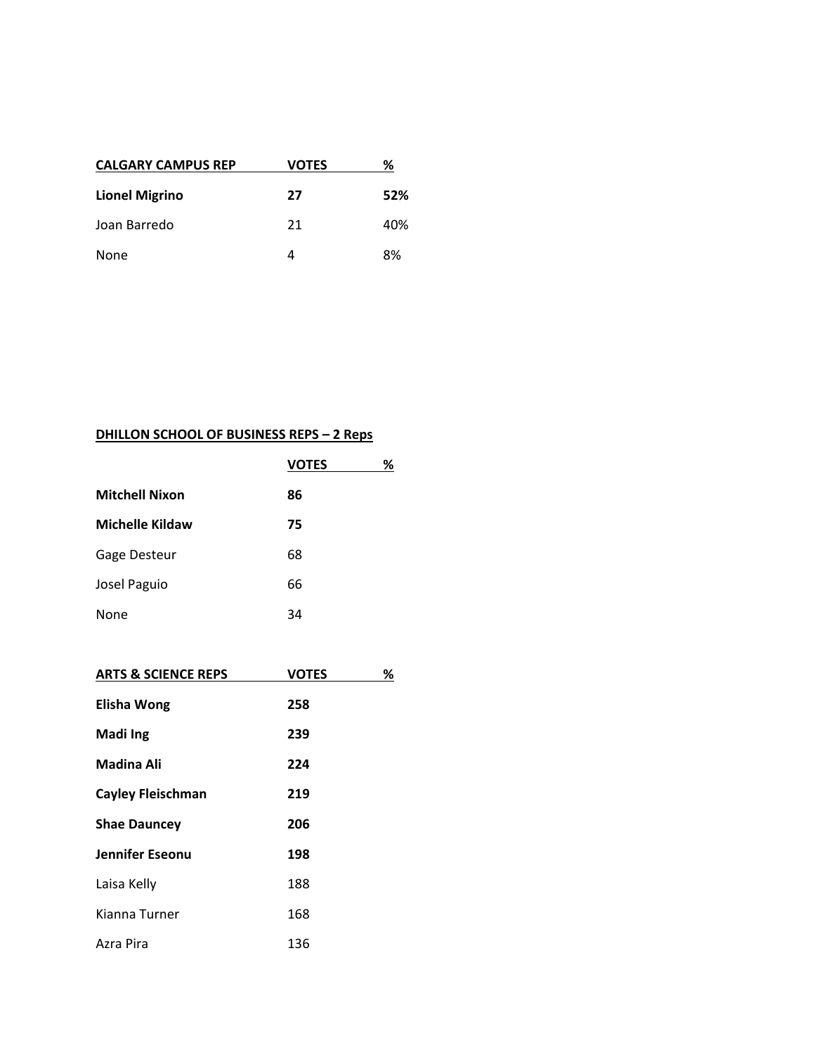| CALGARY CAMPUS REP | VOTES | % |
| --- | --- | --- |
| **Lionel Migrino** | **27** | **52%** |
| Joan Barredo | 21 | 40% |
| None | 4 | 8% |

**DHILLON SCHOOL OF BUSINESS REPS – 2 Reps**

| | VOTES | % |
| --- | --- | --- |
| **Mitchell Nixon** | **86** | |
| **Michelle Kildaw** | **75** | |
| Gage Desteur | 68 | |
| Josel Paguio | 66 | |
| None | 34 | |

| ARTS & SCIENCE REPS | VOTES | % |
| --- | --- | --- |
| **Elisha Wong** | **258** | |
| **Madi Ing** | **239** | |
| **Madina Ali** | **224** | |
| **Cayley Fleischman** | **219** | |
| **Shae Dauncey** | **206** | |
| **Jennifer Eseonu** | **198** | |
| Laisa Kelly | 188 | |
| Kianna Turner | 168 | |
| Azra Pira | 136 | |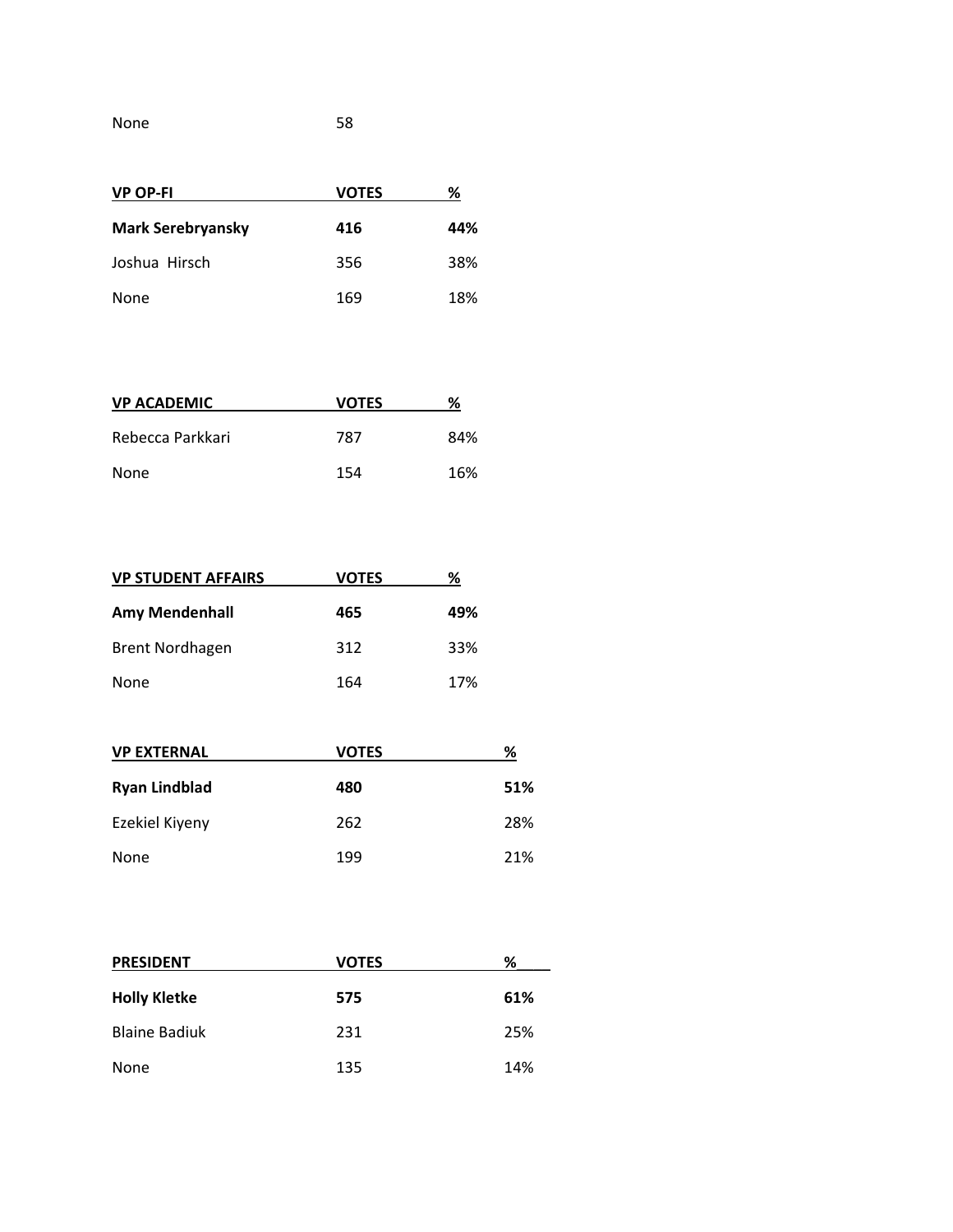| | |
|---|---|
| None | 58 |

| VP OP-FI | VOTES | % |
|---|---|---|
| **Mark Serebryansky** | **416** | **44%** |
| Joshua Hirsch | 356 | 38% |
| None | 169 | 18% |

| VP ACADEMIC | VOTES | % |
|---|---|---|
| Rebecca Parkkari | 787 | 84% |
| None | 154 | 16% |

| VP STUDENT AFFAIRS | VOTES | % |
|---|---|---|
| **Amy Mendenhall** | **465** | **49%** |
| Brent Nordhagen | 312 | 33% |
| None | 164 | 17% |

| VP EXTERNAL | VOTES | % |
|---|---|---|
| **Ryan Lindblad** | **480** | **51%** |
| Ezekiel Kiyeny | 262 | 28% |
| None | 199 | 21% |

| PRESIDENT | VOTES | % |
|---|---|---|
| **Holly Kletke** | **575** | **61%** |
| Blaine Badiuk | 231 | 25% |
| None | 135 | 14% |